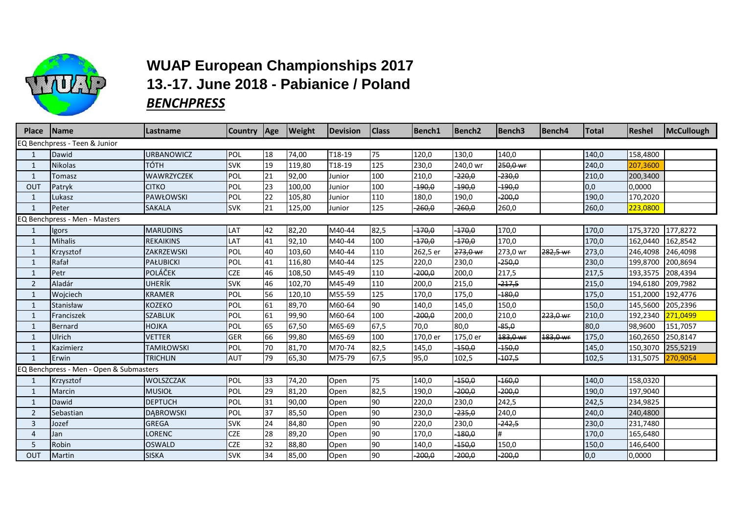# WUAP European Championships 2017

## 13.-17. June 2018 - Pabianice / Poland

### *BENCHPRESS*

| Place | Name | Lastname | Country | Age | Weight | Devision | Class | Bench1 | Bench2 | Bench3 | Bench4 | Total | Reshel | McCullough |
|---|---|---|---|---|---|---|---|---|---|---|---|---|---|---|
| EQ Benchpress - Teen & Junior | | | | | | | | | | | | | | |
| 1 | Dawid | URBANOWICZ | POL | 18 | 74,00 | T18-19 | 75 | 120,0 | 130,0 | 140,0 | | 140,0 | 158,4800 | |
| 1 | Nikolas | TÓTH | SVK | 19 | 119,80 | T18-19 | 125 | 230,0 | 240,0 wr | ~~250,0 wr~~ | | 240,0 | 207,3600 | |
| 1 | Tomasz | WAWRZYCZEK | POL | 21 | 92,00 | Junior | 100 | 210,0 | ~~220,0~~ | ~~230,0~~ | | 210,0 | 200,3400 | |
| OUT | Patryk | CITKO | POL | 23 | 100,00 | Junior | 100 | ~~190,0~~ | ~~190,0~~ | ~~190,0~~ | | 0,0 | 0,0000 | |
| 1 | Lukasz | PAWŁOWSKI | POL | 22 | 105,80 | Junior | 110 | 180,0 | 190,0 | ~~200,0~~ | | 190,0 | 170,2020 | |
| 1 | Peter | SAKALA | SVK | 21 | 125,00 | Junior | 125 | ~~260,0~~ | ~~260,0~~ | 260,0 | | 260,0 | 223,0800 | |
| EQ Benchpress - Men - Masters | | | | | | | | | | | | | | |
| 1 | Igors | MARUDINS | LAT | 42 | 82,20 | M40-44 | 82,5 | ~~170,0~~ | ~~170,0~~ | 170,0 | | 170,0 | 175,3720 | 177,8272 |
| 1 | Mihalis | REKAIKINS | LAT | 41 | 92,10 | M40-44 | 100 | ~~170,0~~ | ~~170,0~~ | 170,0 | | 170,0 | 162,0440 | 162,8542 |
| 1 | Krzysztof | ZAKRZEWSKI | POL | 40 | 103,60 | M40-44 | 110 | 262,5 er | ~~273,0 wr~~ | 273,0 wr | ~~282,5 wr~~ | 273,0 | 246,4098 | 246,4098 |
| 1 | Rafał | PAŁUBICKI | POL | 41 | 116,80 | M40-44 | 125 | 220,0 | 230,0 | ~~250,0~~ | | 230,0 | 199,8700 | 200,8694 |
| 1 | Petr | POLÁČEK | CZE | 46 | 108,50 | M45-49 | 110 | ~~200,0~~ | 200,0 | 217,5 | | 217,5 | 193,3575 | 208,4394 |
| 2 | Aladár | UHERÍK | SVK | 46 | 102,70 | M45-49 | 110 | 200,0 | 215,0 | ~~217,5~~ | | 215,0 | 194,6180 | 209,7982 |
| 1 | Wojciech | KRAMER | POL | 56 | 120,10 | M55-59 | 125 | 170,0 | 175,0 | ~~180,0~~ | | 175,0 | 151,2000 | 192,4776 |
| 1 | Stanisław | KOZEKO | POL | 61 | 89,70 | M60-64 | 90 | 140,0 | 145,0 | 150,0 | | 150,0 | 145,5600 | 205,2396 |
| 1 | Franciszek | SZABLUK | POL | 61 | 99,90 | M60-64 | 100 | ~~200,0~~ | 200,0 | 210,0 | ~~223,0 wr~~ | 210,0 | 192,2340 | 271,0499 |
| 1 | Bernard | HOJKA | POL | 65 | 67,50 | M65-69 | 67,5 | 70,0 | 80,0 | ~~85,0~~ | | 80,0 | 98,9600 | 151,7057 |
| 1 | Ulrich | VETTER | GER | 66 | 99,80 | M65-69 | 100 | 170,0 er | 175,0 er | ~~183,0 wr~~ | ~~183,0 wr~~ | 175,0 | 160,2650 | 250,8147 |
| 1 | Kazimierz | TAMIŁOWSKI | POL | 70 | 81,70 | M70-74 | 82,5 | 145,0 | ~~150,0~~ | ~~150,0~~ | | 145,0 | 150,3070 | 255,5219 |
| 1 | Erwin | TRICHLIN | AUT | 79 | 65,30 | M75-79 | 67,5 | 95,0 | 102,5 | ~~107,5~~ | | 102,5 | 131,5075 | 270,9054 |
| EQ Benchpress - Men - Open & Submasters | | | | | | | | | | | | | | |
| 1 | Krzysztof | WOLSZCZAK | POL | 33 | 74,20 | Open | 75 | 140,0 | ~~150,0~~ | ~~160,0~~ | | 140,0 | 158,0320 | |
| 1 | Marcin | MUSIOŁ | POL | 29 | 81,20 | Open | 82,5 | 190,0 | ~~200,0~~ | ~~200,0~~ | | 190,0 | 197,9040 | |
| 1 | Dawid | DEPTUCH | POL | 31 | 90,00 | Open | 90 | 220,0 | 230,0 | 242,5 | | 242,5 | 234,9825 | |
| 2 | Sebastian | DĄBROWSKI | POL | 37 | 85,50 | Open | 90 | 230,0 | ~~235,0~~ | 240,0 | | 240,0 | 240,4800 | |
| 3 | Jozef | GREGA | SVK | 24 | 84,80 | Open | 90 | 220,0 | 230,0 | ~~242,5~~ | | 230,0 | 231,7480 | |
| 4 | Jan | LORENC | CZE | 28 | 89,20 | Open | 90 | 170,0 | ~~180,0~~ | # | | 170,0 | 165,6480 | |
| 5 | Robin | OSWALD | CZE | 32 | 88,80 | Open | 90 | 140,0 | ~~150,0~~ | 150,0 | | 150,0 | 146,6400 | |
| OUT | Martin | SISKA | SVK | 34 | 85,00 | Open | 90 | ~~200,0~~ | ~~200,0~~ | ~~200,0~~ | | 0,0 | 0,0000 | |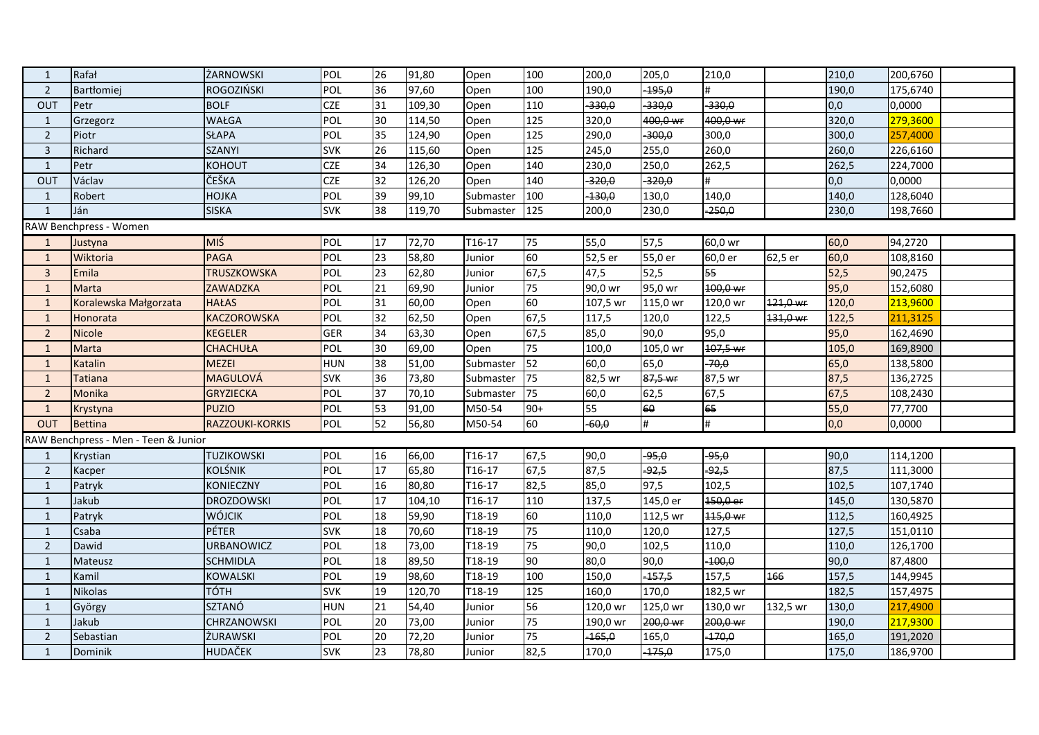| | | | | | | | | | | | | | | |
|---|---|---|---|---|---|---|---|---|---|---|---|---|---|---|
| 1 | Rafał | ŻARNOWSKI | POL | 26 | 91,80 | Open | 100 | 200,0 | 205,0 | 210,0 | | 210,0 | 200,6760 | |
| 2 | Bartłomiej | ROGOZIŃSKI | POL | 36 | 97,60 | Open | 100 | 190,0 | ~~195,0~~ | # | | 190,0 | 175,6740 | |
| OUT | Petr | BOLF | CZE | 31 | 109,30 | Open | 110 | ~~330,0~~ | ~~330,0~~ | ~~330,0~~ | | 0,0 | 0,0000 | |
| 1 | Grzegorz | WAŁGA | POL | 30 | 114,50 | Open | 125 | 320,0 | ~~400,0 wr~~ | ~~400,0 wr~~ | | 320,0 | 279,3600 | |
| 2 | Piotr | SŁAPA | POL | 35 | 124,90 | Open | 125 | 290,0 | ~~300,0~~ | 300,0 | | 300,0 | 257,4000 | |
| 3 | Richard | SZANYI | SVK | 26 | 115,60 | Open | 125 | 245,0 | 255,0 | 260,0 | | 260,0 | 226,6160 | |
| 1 | Petr | KOHOUT | CZE | 34 | 126,30 | Open | 140 | 230,0 | 250,0 | 262,5 | | 262,5 | 224,7000 | |
| OUT | Václav | ČEŠKA | CZE | 32 | 126,20 | Open | 140 | ~~320,0~~ | ~~320,0~~ | # | | 0,0 | 0,0000 | |
| 1 | Robert | HOJKA | POL | 39 | 99,10 | Submaster | 100 | ~~130,0~~ | 130,0 | 140,0 | | 140,0 | 128,6040 | |
| 1 | Ján | SISKA | SVK | 38 | 119,70 | Submaster | 125 | 200,0 | 230,0 | ~~250,0~~ | | 230,0 | 198,7660 | |
| RAW Benchpress - Women | | | | | | | | | | | | | | |
| 1 | Justyna | MIŚ | POL | 17 | 72,70 | T16-17 | 75 | 55,0 | 57,5 | 60,0 wr | | 60,0 | 94,2720 | |
| 1 | Wiktoria | PAGA | POL | 23 | 58,80 | Junior | 60 | 52,5 er | 55,0 er | 60,0 er | 62,5 er | 60,0 | 108,8160 | |
| 3 | Emila | TRUSZKOWSKA | POL | 23 | 62,80 | Junior | 67,5 | 47,5 | 52,5 | ~~55~~ | | 52,5 | 90,2475 | |
| 1 | Marta | ZAWADZKA | POL | 21 | 69,90 | Junior | 75 | 90,0 wr | 95,0 wr | ~~100,0 wr~~ | | 95,0 | 152,6080 | |
| 1 | Koralewska Małgorzata | HAŁAS | POL | 31 | 60,00 | Open | 60 | 107,5 wr | 115,0 wr | 120,0 wr | ~~121,0 wr~~ | 120,0 | 213,9600 | |
| 1 | Honorata | KACZOROWSKA | POL | 32 | 62,50 | Open | 67,5 | 117,5 | 120,0 | 122,5 | ~~131,0 wr~~ | 122,5 | 211,3125 | |
| 2 | Nicole | KEGELER | GER | 34 | 63,30 | Open | 67,5 | 85,0 | 90,0 | 95,0 | | 95,0 | 162,4690 | |
| 1 | Marta | CHACHUŁA | POL | 30 | 69,00 | Open | 75 | 100,0 | 105,0 wr | ~~107,5 wr~~ | | 105,0 | 169,8900 | |
| 1 | Katalin | MEZEI | HUN | 38 | 51,00 | Submaster | 52 | 60,0 | 65,0 | ~~70,0~~ | | 65,0 | 138,5800 | |
| 1 | Tatiana | MAGULOVÁ | SVK | 36 | 73,80 | Submaster | 75 | 82,5 wr | ~~87,5 wr~~ | 87,5 wr | | 87,5 | 136,2725 | |
| 2 | Monika | GRYZIECKA | POL | 37 | 70,10 | Submaster | 75 | 60,0 | 62,5 | 67,5 | | 67,5 | 108,2430 | |
| 1 | Krystyna | PUZIO | POL | 53 | 91,00 | M50-54 | 90+ | 55 | ~~60~~ | ~~65~~ | | 55,0 | 77,7700 | |
| OUT | Bettina | RAZZOUKI-KORKIS | POL | 52 | 56,80 | M50-54 | 60 | ~~60,0~~ | # | # | | 0,0 | 0,0000 | |
| RAW Benchpress - Men & Junior | | | | | | | | | | | | | | |
| 1 | Krystian | TUZIKOWSKI | POL | 16 | 66,00 | T16-17 | 67,5 | 90,0 | ~~95,0~~ | ~~95,0~~ | | 90,0 | 114,1200 | |
| 2 | Kacper | KOLŚNIK | POL | 17 | 65,80 | T16-17 | 67,5 | 87,5 | ~~92,5~~ | ~~92,5~~ | | 87,5 | 111,3000 | |
| 1 | Patryk | KONIECZNY | POL | 16 | 80,80 | T16-17 | 82,5 | 85,0 | 97,5 | 102,5 | | 102,5 | 107,1740 | |
| 1 | Jakub | DROZDOWSKI | POL | 17 | 104,10 | T16-17 | 110 | 137,5 | 145,0 er | ~~150,0 er~~ | | 145,0 | 130,5870 | |
| 1 | Patryk | WÓJCIK | POL | 18 | 59,90 | T18-19 | 60 | 110,0 | 112,5 wr | ~~115,0 wr~~ | | 112,5 | 160,4925 | |
| 1 | Csaba | PÉTER | SVK | 18 | 70,60 | T18-19 | 75 | 110,0 | 120,0 | 127,5 | | 127,5 | 151,0110 | |
| 2 | Dawid | URBANOWICZ | POL | 18 | 73,00 | T18-19 | 75 | 90,0 | 102,5 | 110,0 | | 110,0 | 126,1700 | |
| 1 | Mateusz | SCHMIDLA | POL | 18 | 89,50 | T18-19 | 90 | 80,0 | 90,0 | ~~100,0~~ | | 90,0 | 87,4800 | |
| 1 | Kamil | KOWALSKI | POL | 19 | 98,60 | T18-19 | 100 | 150,0 | ~~157,5~~ | 157,5 | ~~166~~ | 157,5 | 144,9945 | |
| 1 | Nikolas | TÓTH | SVK | 19 | 120,70 | T18-19 | 125 | 160,0 | 170,0 | 182,5 wr | | 182,5 | 157,4975 | |
| 1 | György | SZTANÓ | HUN | 21 | 54,40 | Junior | 56 | 120,0 wr | 125,0 wr | 130,0 wr | 132,5 wr | 130,0 | 217,4900 | |
| 1 | Jakub | CHRZANOWSKI | POL | 20 | 73,00 | Junior | 75 | 190,0 wr | ~~200,0 wr~~ | ~~200,0 wr~~ | | 190,0 | 217,9300 | |
| 2 | Sebastian | ŻURAWSKI | POL | 20 | 72,20 | Junior | 75 | ~~165,0~~ | 165,0 | ~~170,0~~ | | 165,0 | 191,2020 | |
| 1 | Dominik | HUDAČEK | SVK | 23 | 78,80 | Junior | 82,5 | 170,0 | ~~175,0~~ | 175,0 | | 175,0 | 186,9700 | |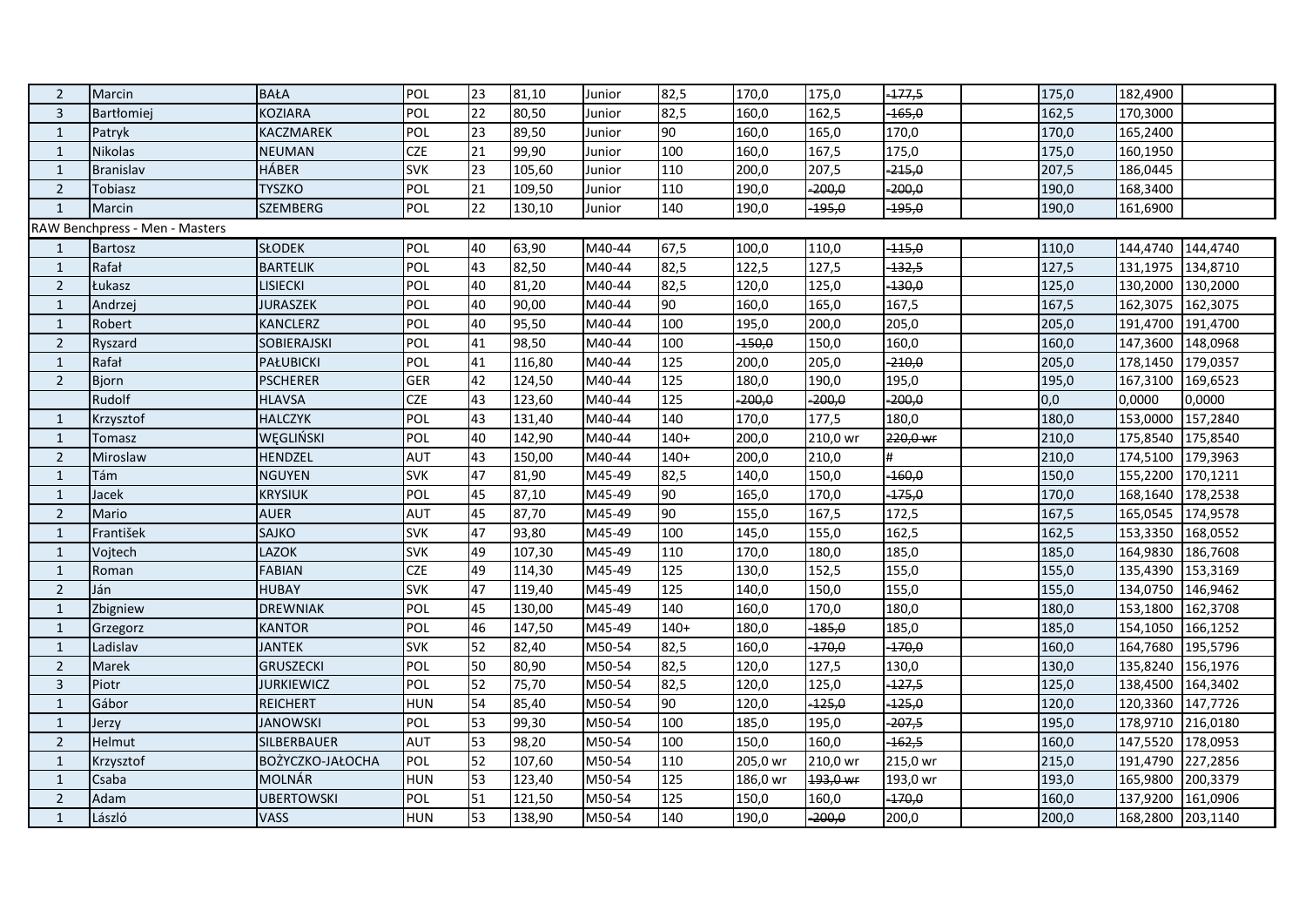| | | | | | | | | | | | | | | |
|---|---|---|---|---|---|---|---|---|---|---|---|---|---|---|
| 2 | Marcin | BAŁA | POL | 23 | 81,10 | Junior | 82,5 | 170,0 | 175,0 | ~~177,5~~ | | 175,0 | 182,4900 | |
| 3 | Bartłomiej | KOZIARA | POL | 22 | 80,50 | Junior | 82,5 | 160,0 | 162,5 | ~~165,0~~ | | 162,5 | 170,3000 | |
| 1 | Patryk | KACZMAREK | POL | 23 | 89,50 | Junior | 90 | 160,0 | 165,0 | 170,0 | | 170,0 | 165,2400 | |
| 1 | Nikolas | NEUMAN | CZE | 21 | 99,90 | Junior | 100 | 160,0 | 167,5 | 175,0 | | 175,0 | 160,1950 | |
| 1 | Branislav | HÁBER | SVK | 23 | 105,60 | Junior | 110 | 200,0 | 207,5 | ~~215,0~~ | | 207,5 | 186,0445 | |
| 2 | Tobiasz | TYSZKO | POL | 21 | 109,50 | Junior | 110 | 190,0 | ~~200,0~~ | ~~200,0~~ | | 190,0 | 168,3400 | |
| 1 | Marcin | SZEMBERG | POL | 22 | 130,10 | Junior | 140 | 190,0 | ~~195,0~~ | ~~195,0~~ | | 190,0 | 161,6900 | |
| RAW Benchpress - Men - Masters | | | | | | | | | | | | | | |
| 1 | Bartosz | SŁODEK | POL | 40 | 63,90 | M40-44 | 67,5 | 100,0 | 110,0 | ~~115,0~~ | | 110,0 | 144,4740 | 144,4740 |
| 1 | Rafał | BARTELIK | POL | 43 | 82,50 | M40-44 | 82,5 | 122,5 | 127,5 | ~~132,5~~ | | 127,5 | 131,1975 | 134,8710 |
| 2 | Łukasz | LISIECKI | POL | 40 | 81,20 | M40-44 | 82,5 | 120,0 | 125,0 | ~~130,0~~ | | 125,0 | 130,2000 | 130,2000 |
| 1 | Andrzej | JURASZEK | POL | 40 | 90,00 | M40-44 | 90 | 160,0 | 165,0 | 167,5 | | 167,5 | 162,3075 | 162,3075 |
| 1 | Robert | KANCLERZ | POL | 40 | 95,50 | M40-44 | 100 | 195,0 | 200,0 | 205,0 | | 205,0 | 191,4700 | 191,4700 |
| 2 | Ryszard | SOBIERAJSKI | POL | 41 | 98,50 | M40-44 | 100 | ~~150,0~~ | 150,0 | 160,0 | | 160,0 | 147,3600 | 148,0968 |
| 1 | Rafał | PAŁUBICKI | POL | 41 | 116,80 | M40-44 | 125 | 200,0 | 205,0 | ~~210,0~~ | | 205,0 | 178,1450 | 179,0357 |
| 2 | Bjorn | PSCHERER | GER | 42 | 124,50 | M40-44 | 125 | 180,0 | 190,0 | 195,0 | | 195,0 | 167,3100 | 169,6523 |
| | Rudolf | HLAVSA | CZE | 43 | 123,60 | M40-44 | 125 | ~~200,0~~ | ~~200,0~~ | ~~200,0~~ | | 0,0 | 0,0000 | 0,0000 |
| 1 | Krzysztof | HALCZYK | POL | 43 | 131,40 | M40-44 | 140 | 170,0 | 177,5 | 180,0 | | 180,0 | 153,0000 | 157,2840 |
| 1 | Tomasz | WĘGLIŃSKI | POL | 40 | 142,90 | M40-44 | 140+ | 200,0 | 210,0 wr | ~~220,0 wr~~ | | 210,0 | 175,8540 | 175,8540 |
| 2 | Miroslaw | HENDZEL | AUT | 43 | 150,00 | M40-44 | 140+ | 200,0 | 210,0 | # | | 210,0 | 174,5100 | 179,3963 |
| 1 | Tám | NGUYEN | SVK | 47 | 81,90 | M45-49 | 82,5 | 140,0 | 150,0 | ~~160,0~~ | | 150,0 | 155,2200 | 170,1211 |
| 1 | Jacek | KRYSIUK | POL | 45 | 87,10 | M45-49 | 90 | 165,0 | 170,0 | ~~175,0~~ | | 170,0 | 168,1640 | 178,2538 |
| 2 | Mario | AUER | AUT | 45 | 87,70 | M45-49 | 90 | 155,0 | 167,5 | 172,5 | | 167,5 | 165,0545 | 174,9578 |
| 1 | František | SAJKO | SVK | 47 | 93,80 | M45-49 | 100 | 145,0 | 155,0 | 162,5 | | 162,5 | 153,3350 | 168,0552 |
| 1 | Vojtech | LAZOK | SVK | 49 | 107,30 | M45-49 | 110 | 170,0 | 180,0 | 185,0 | | 185,0 | 164,9830 | 186,7608 |
| 1 | Roman | FABIAN | CZE | 49 | 114,30 | M45-49 | 125 | 130,0 | 152,5 | 155,0 | | 155,0 | 135,4390 | 153,3169 |
| 2 | Ján | HUBAY | SVK | 47 | 119,40 | M45-49 | 125 | 140,0 | 150,0 | 155,0 | | 155,0 | 134,0750 | 146,9462 |
| 1 | Zbigniew | DREWNIAK | POL | 45 | 130,00 | M45-49 | 140 | 160,0 | 170,0 | 180,0 | | 180,0 | 153,1800 | 162,3708 |
| 1 | Grzegorz | KANTOR | POL | 46 | 147,50 | M45-49 | 140+ | 180,0 | ~~185,0~~ | 185,0 | | 185,0 | 154,1050 | 166,1252 |
| 1 | Ladislav | JANTEK | SVK | 52 | 82,40 | M50-54 | 82,5 | 160,0 | ~~170,0~~ | ~~170,0~~ | | 160,0 | 164,7680 | 195,5796 |
| 2 | Marek | GRUSZECKI | POL | 50 | 80,90 | M50-54 | 82,5 | 120,0 | 127,5 | 130,0 | | 130,0 | 135,8240 | 156,1976 |
| 3 | Piotr | JURKIEWICZ | POL | 52 | 75,70 | M50-54 | 82,5 | 120,0 | 125,0 | ~~127,5~~ | | 125,0 | 138,4500 | 164,3402 |
| 1 | Gábor | REICHERT | HUN | 54 | 85,40 | M50-54 | 90 | 120,0 | ~~125,0~~ | ~~125,0~~ | | 120,0 | 120,3360 | 147,7726 |
| 1 | Jerzy | JANOWSKI | POL | 53 | 99,30 | M50-54 | 100 | 185,0 | 195,0 | ~~207,5~~ | | 195,0 | 178,9710 | 216,0180 |
| 2 | Helmut | SILBERBAUER | AUT | 53 | 98,20 | M50-54 | 100 | 150,0 | 160,0 | ~~162,5~~ | | 160,0 | 147,5520 | 178,0953 |
| 1 | Krzysztof | BOŻYCZKO-JAŁOCHA | POL | 52 | 107,60 | M50-54 | 110 | 205,0 wr | 210,0 wr | 215,0 wr | | 215,0 | 191,4790 | 227,2856 |
| 1 | Csaba | MOLNÁR | HUN | 53 | 123,40 | M50-54 | 125 | 186,0 wr | ~~193,0 wr~~ | 193,0 wr | | 193,0 | 165,9800 | 200,3379 |
| 2 | Adam | UBERTOWSKI | POL | 51 | 121,50 | M50-54 | 125 | 150,0 | 160,0 | ~~170,0~~ | | 160,0 | 137,9200 | 161,0906 |
| 1 | László | VASS | HUN | 53 | 138,90 | M50-54 | 140 | 190,0 | ~~200,0~~ | 200,0 | | 200,0 | 168,2800 | 203,1140 |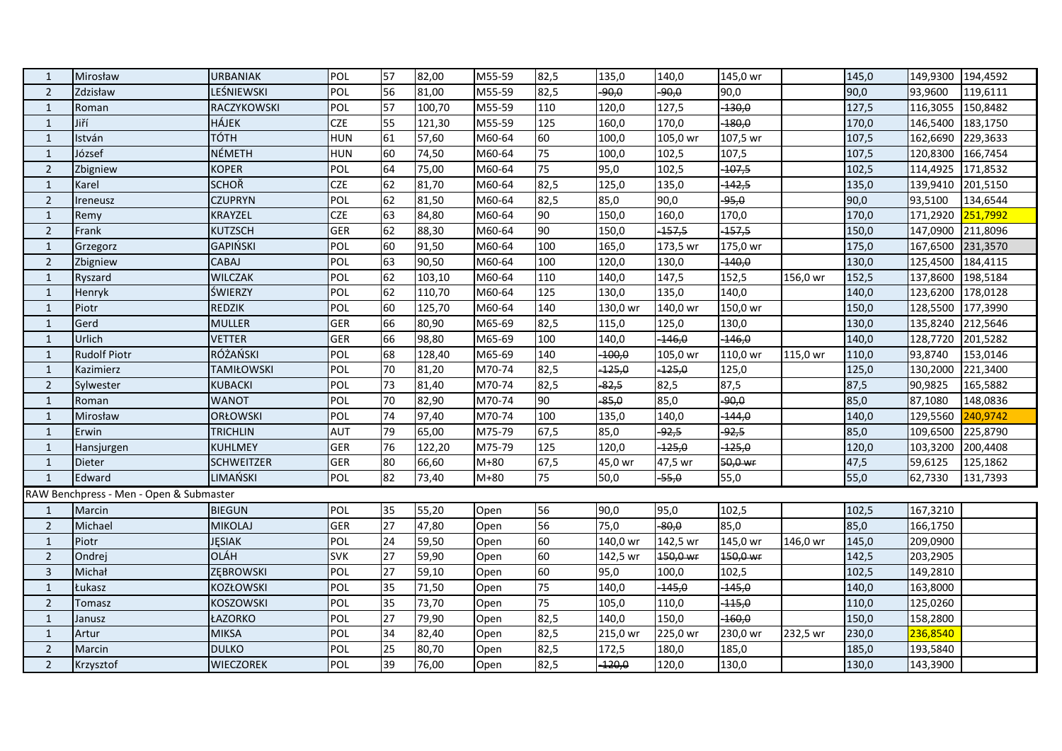| | | | | | | | | | | | | | | |
|---|---|---|---|---|---|---|---|---|---|---|---|---|---|---|
| 1 | Mirosław | URBANIAK | POL | 57 | 82,00 | M55-59 | 82,5 | 135,0 | 140,0 | 145,0 wr | | 145,0 | 149,9300 | 194,4592 |
| 2 | Zdzisław | LEŚNIEWSKI | POL | 56 | 81,00 | M55-59 | 82,5 | ~~90,0~~ | ~~90,0~~ | 90,0 | | 90,0 | 93,9600 | 119,6111 |
| 1 | Roman | RACZYKOWSKI | POL | 57 | 100,70 | M55-59 | 110 | 120,0 | 127,5 | ~~130,0~~ | | 127,5 | 116,3055 | 150,8482 |
| 1 | Jiří | HÁJEK | CZE | 55 | 121,30 | M55-59 | 125 | 160,0 | 170,0 | ~~180,0~~ | | 170,0 | 146,5400 | 183,1750 |
| 1 | István | TÓTH | HUN | 61 | 57,60 | M60-64 | 60 | 100,0 | 105,0 wr | 107,5 wr | | 107,5 | 162,6690 | 229,3633 |
| 1 | József | NÉMETH | HUN | 60 | 74,50 | M60-64 | 75 | 100,0 | 102,5 | 107,5 | | 107,5 | 120,8300 | 166,7454 |
| 2 | Zbigniew | KOPER | POL | 64 | 75,00 | M60-64 | 75 | 95,0 | 102,5 | ~~107,5~~ | | 102,5 | 114,4925 | 171,8532 |
| 1 | Karel | SCHOŘ | CZE | 62 | 81,70 | M60-64 | 82,5 | 125,0 | 135,0 | ~~142,5~~ | | 135,0 | 139,9410 | 201,5150 |
| 2 | Ireneusz | CZUPRYN | POL | 62 | 81,50 | M60-64 | 82,5 | 85,0 | 90,0 | ~~95,0~~ | | 90,0 | 93,5100 | 134,6544 |
| 1 | Remy | KRAYZEL | CZE | 63 | 84,80 | M60-64 | 90 | 150,0 | 160,0 | 170,0 | | 170,0 | 171,2920 | 251,7992 |
| 2 | Frank | KUTZSCH | GER | 62 | 88,30 | M60-64 | 90 | 150,0 | ~~157,5~~ | ~~157,5~~ | | 150,0 | 147,0900 | 211,8096 |
| 1 | Grzegorz | GAPIŃSKI | POL | 60 | 91,50 | M60-64 | 100 | 165,0 | 173,5 wr | 175,0 wr | | 175,0 | 167,6500 | 231,3570 |
| 2 | Zbigniew | CABAJ | POL | 63 | 90,50 | M60-64 | 100 | 120,0 | 130,0 | ~~140,0~~ | | 130,0 | 125,4500 | 184,4115 |
| 1 | Ryszard | WILCZAK | POL | 62 | 103,10 | M60-64 | 110 | 140,0 | 147,5 | 152,5 | 156,0 wr | 152,5 | 137,8600 | 198,5184 |
| 1 | Henryk | ŚWIERZY | POL | 62 | 110,70 | M60-64 | 125 | 130,0 | 135,0 | 140,0 | | 140,0 | 123,6200 | 178,0128 |
| 1 | Piotr | REDZIK | POL | 60 | 125,70 | M60-64 | 140 | 130,0 wr | 140,0 wr | 150,0 wr | | 150,0 | 128,5500 | 177,3990 |
| 1 | Gerd | MULLER | GER | 66 | 80,90 | M65-69 | 82,5 | 115,0 | 125,0 | 130,0 | | 130,0 | 135,8240 | 212,5646 |
| 1 | Urlich | VETTER | GER | 66 | 98,80 | M65-69 | 100 | 140,0 | ~~146,0~~ | ~~146,0~~ | | 140,0 | 128,7720 | 201,5282 |
| 1 | Rudolf Piotr | RÓŻAŃSKI | POL | 68 | 128,40 | M65-69 | 140 | ~~100,0~~ | 105,0 wr | 110,0 wr | 115,0 wr | 110,0 | 93,8740 | 153,0146 |
| 1 | Kazimierz | TAMIŁOWSKI | POL | 70 | 81,20 | M70-74 | 82,5 | ~~125,0~~ | ~~125,0~~ | 125,0 | | 125,0 | 130,2000 | 221,3400 |
| 2 | Sylwester | KUBACKI | POL | 73 | 81,40 | M70-74 | 82,5 | ~~82,5~~ | 82,5 | 87,5 | | 87,5 | 90,9825 | 165,5882 |
| 1 | Roman | WANOT | POL | 70 | 82,90 | M70-74 | 90 | ~~85,0~~ | 85,0 | ~~90,0~~ | | 85,0 | 87,1080 | 148,0836 |
| 1 | Mirosław | ORŁOWSKI | POL | 74 | 97,40 | M70-74 | 100 | 135,0 | 140,0 | ~~144,0~~ | | 140,0 | 129,5560 | 240,9742 |
| 1 | Erwin | TRICHLIN | AUT | 79 | 65,00 | M75-79 | 67,5 | 85,0 | ~~92,5~~ | ~~92,5~~ | | 85,0 | 109,6500 | 225,8790 |
| 1 | Hansjurgen | KUHLMEY | GER | 76 | 122,20 | M75-79 | 125 | 120,0 | ~~125,0~~ | ~~125,0~~ | | 120,0 | 103,3200 | 200,4408 |
| 1 | Dieter | SCHWEITZER | GER | 80 | 66,60 | M+80 | 67,5 | 45,0 wr | 47,5 wr | ~~50,0 wr~~ | | 47,5 | 59,6125 | 125,1862 |
| 1 | Edward | LIMAŃSKI | POL | 82 | 73,40 | M+80 | 75 | 50,0 | ~~55,0~~ | 55,0 | | 55,0 | 62,7330 | 131,7393 |

RAW Benchpress - Men - Open & Submaster

| | | | | | | | | | | | | | |
|---|---|---|---|---|---|---|---|---|---|---|---|---|---|
| 1 | Marcin | BIEGUN | POL | 35 | 55,20 | Open | 56 | 90,0 | 95,0 | 102,5 | | 102,5 | 167,3210 |
| 2 | Michael | MIKOLAJ | GER | 27 | 47,80 | Open | 56 | 75,0 | ~~80,0~~ | 85,0 | | 85,0 | 166,1750 |
| 1 | Piotr | JĘSIAK | POL | 24 | 59,50 | Open | 60 | 140,0 wr | 142,5 wr | 145,0 wr | 146,0 wr | 145,0 | 209,0900 |
| 2 | Ondrej | OLÁH | SVK | 27 | 59,90 | Open | 60 | 142,5 wr | ~~150,0 wr~~ | ~~150,0 wr~~ | | 142,5 | 203,2905 |
| 3 | Michał | ZĘBROWSKI | POL | 27 | 59,10 | Open | 60 | 95,0 | 100,0 | 102,5 | | 102,5 | 149,2810 |
| 1 | Łukasz | KOZŁOWSKI | POL | 35 | 71,50 | Open | 75 | 140,0 | ~~145,0~~ | ~~145,0~~ | | 140,0 | 163,8000 |
| 2 | Tomasz | KOSZOWSKI | POL | 35 | 73,70 | Open | 75 | 105,0 | 110,0 | ~~115,0~~ | | 110,0 | 125,0260 |
| 1 | Janusz | ŁAZORKO | POL | 27 | 79,90 | Open | 82,5 | 140,0 | 150,0 | ~~160,0~~ | | 150,0 | 158,2800 |
| 1 | Artur | MIKSA | POL | 34 | 82,40 | Open | 82,5 | 215,0 wr | 225,0 wr | 230,0 wr | 232,5 wr | 230,0 | 236,8540 |
| 2 | Marcin | DULKO | POL | 25 | 80,70 | Open | 82,5 | 172,5 | 180,0 | 185,0 | | 185,0 | 193,5840 |
| 2 | Krzysztof | WIECZOREK | POL | 39 | 76,00 | Open | 82,5 | ~~120,0~~ | 120,0 | 130,0 | | 130,0 | 143,3900 |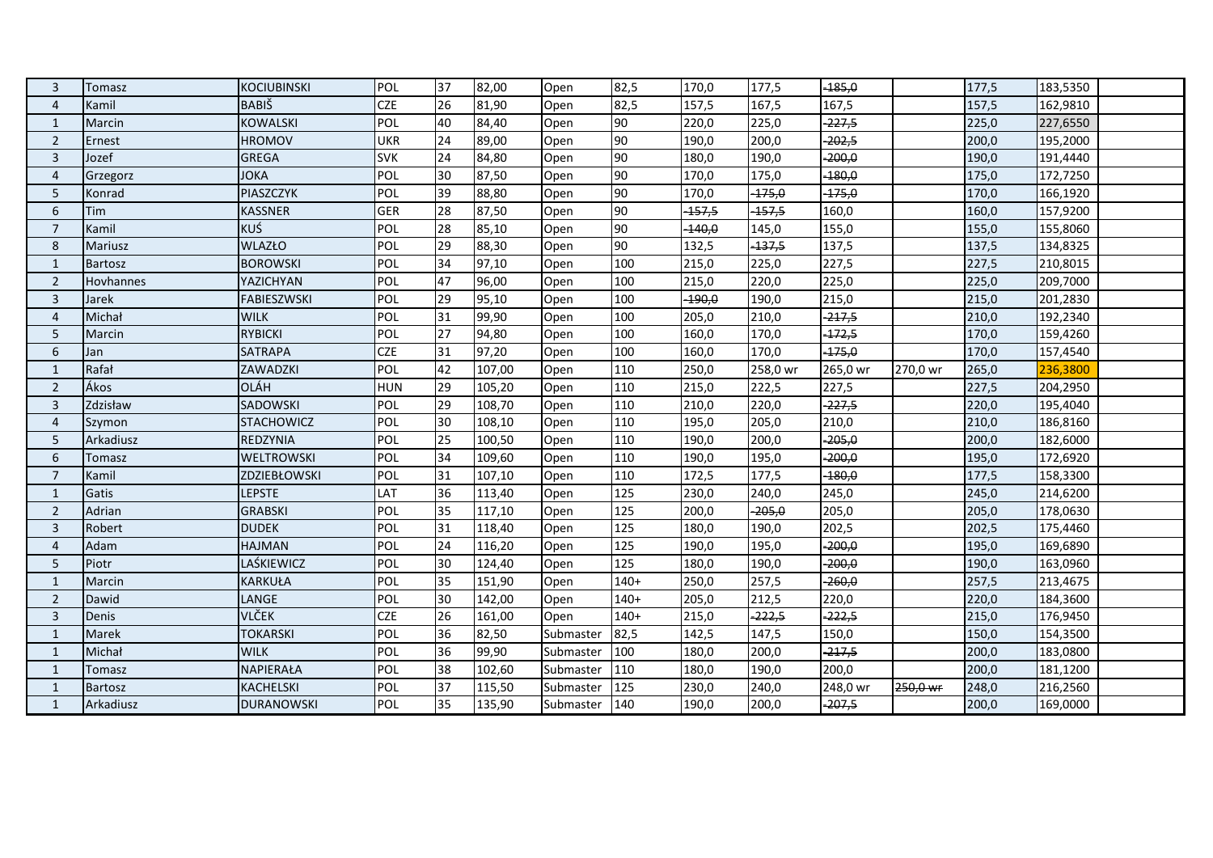| | | | | | | | | | | | | | | |
|---|---|---|---|---|---|---|---|---|---|---|---|---|---|---|
| 3 | Tomasz | KOCIUBINSKI | POL | 37 | 82,00 | Open | 82,5 | 170,0 | 177,5 | ~~185,0~~ | | 177,5 | 183,5350 | |
| 4 | Kamil | BABIŠ | CZE | 26 | 81,90 | Open | 82,5 | 157,5 | 167,5 | 167,5 | | 157,5 | 162,9810 | |
| 1 | Marcin | KOWALSKI | POL | 40 | 84,40 | Open | 90 | 220,0 | 225,0 | ~~227,5~~ | | 225,0 | 227,6550 | |
| 2 | Ernest | HROMOV | UKR | 24 | 89,00 | Open | 90 | 190,0 | 200,0 | ~~202,5~~ | | 200,0 | 195,2000 | |
| 3 | Jozef | GREGA | SVK | 24 | 84,80 | Open | 90 | 180,0 | 190,0 | ~~200,0~~ | | 190,0 | 191,4440 | |
| 4 | Grzegorz | JOKA | POL | 30 | 87,50 | Open | 90 | 170,0 | 175,0 | ~~180,0~~ | | 175,0 | 172,7250 | |
| 5 | Konrad | PIASZCZYK | POL | 39 | 88,80 | Open | 90 | 170,0 | ~~175,0~~ | ~~175,0~~ | | 170,0 | 166,1920 | |
| 6 | Tim | KASSNER | GER | 28 | 87,50 | Open | 90 | ~~157,5~~ | ~~157,5~~ | 160,0 | | 160,0 | 157,9200 | |
| 7 | Kamil | KUŚ | POL | 28 | 85,10 | Open | 90 | ~~140,0~~ | 145,0 | 155,0 | | 155,0 | 155,8060 | |
| 8 | Mariusz | WLAZŁO | POL | 29 | 88,30 | Open | 90 | 132,5 | ~~137,5~~ | 137,5 | | 137,5 | 134,8325 | |
| 1 | Bartosz | BOROWSKI | POL | 34 | 97,10 | Open | 100 | 215,0 | 225,0 | 227,5 | | 227,5 | 210,8015 | |
| 2 | Hovhannes | YAZICHYAN | POL | 47 | 96,00 | Open | 100 | 215,0 | 220,0 | 225,0 | | 225,0 | 209,7000 | |
| 3 | Jarek | FABIESZWSKI | POL | 29 | 95,10 | Open | 100 | ~~190,0~~ | 190,0 | 215,0 | | 215,0 | 201,2830 | |
| 4 | Michał | WILK | POL | 31 | 99,90 | Open | 100 | 205,0 | 210,0 | ~~217,5~~ | | 210,0 | 192,2340 | |
| 5 | Marcin | RYBICKI | POL | 27 | 94,80 | Open | 100 | 160,0 | 170,0 | ~~172,5~~ | | 170,0 | 159,4260 | |
| 6 | Jan | SATRAPA | CZE | 31 | 97,20 | Open | 100 | 160,0 | 170,0 | ~~175,0~~ | | 170,0 | 157,4540 | |
| 1 | Rafał | ZAWADZKI | POL | 42 | 107,00 | Open | 110 | 250,0 | 258,0 wr | 265,0 wr | 270,0 wr | 265,0 | 236,3800 | |
| 2 | Ákos | OLÁH | HUN | 29 | 105,20 | Open | 110 | 215,0 | 222,5 | 227,5 | | 227,5 | 204,2950 | |
| 3 | Zdzisław | SADOWSKI | POL | 29 | 108,70 | Open | 110 | 210,0 | 220,0 | ~~227,5~~ | | 220,0 | 195,4040 | |
| 4 | Szymon | STACHOWICZ | POL | 30 | 108,10 | Open | 110 | 195,0 | 205,0 | 210,0 | | 210,0 | 186,8160 | |
| 5 | Arkadiusz | REDZYNIA | POL | 25 | 100,50 | Open | 110 | 190,0 | 200,0 | ~~205,0~~ | | 200,0 | 182,6000 | |
| 6 | Tomasz | WELTROWSKI | POL | 34 | 109,60 | Open | 110 | 190,0 | 195,0 | ~~200,0~~ | | 195,0 | 172,6920 | |
| 7 | Kamil | ZDZIEBŁOWSKI | POL | 31 | 107,10 | Open | 110 | 172,5 | 177,5 | ~~180,0~~ | | 177,5 | 158,3300 | |
| 1 | Gatis | LEPSTE | LAT | 36 | 113,40 | Open | 125 | 230,0 | 240,0 | 245,0 | | 245,0 | 214,6200 | |
| 2 | Adrian | GRABSKI | POL | 35 | 117,10 | Open | 125 | 200,0 | ~~205,0~~ | 205,0 | | 205,0 | 178,0630 | |
| 3 | Robert | DUDEK | POL | 31 | 118,40 | Open | 125 | 180,0 | 190,0 | 202,5 | | 202,5 | 175,4460 | |
| 4 | Adam | HAJMAN | POL | 24 | 116,20 | Open | 125 | 190,0 | 195,0 | ~~200,0~~ | | 195,0 | 169,6890 | |
| 5 | Piotr | LAŚKIEWICZ | POL | 30 | 124,40 | Open | 125 | 180,0 | 190,0 | ~~200,0~~ | | 190,0 | 163,0960 | |
| 1 | Marcin | KARKUŁA | POL | 35 | 151,90 | Open | 140+ | 250,0 | 257,5 | ~~260,0~~ | | 257,5 | 213,4675 | |
| 2 | Dawid | LANGE | POL | 30 | 142,00 | Open | 140+ | 205,0 | 212,5 | 220,0 | | 220,0 | 184,3600 | |
| 3 | Denis | VLČEK | CZE | 26 | 161,00 | Open | 140+ | 215,0 | ~~222,5~~ | ~~222,5~~ | | 215,0 | 176,9450 | |
| 1 | Marek | TOKARSKI | POL | 36 | 82,50 | Submaster | 82,5 | 142,5 | 147,5 | 150,0 | | 150,0 | 154,3500 | |
| 1 | Michał | WILK | POL | 36 | 99,90 | Submaster | 100 | 180,0 | 200,0 | ~~217,5~~ | | 200,0 | 183,0800 | |
| 1 | Tomasz | NAPIERAŁA | POL | 38 | 102,60 | Submaster | 110 | 180,0 | 190,0 | 200,0 | | 200,0 | 181,1200 | |
| 1 | Bartosz | KACHELSKI | POL | 37 | 115,50 | Submaster | 125 | 230,0 | 240,0 | 248,0 wr | ~~250,0 wr~~ | 248,0 | 216,2560 | |
| 1 | Arkadiusz | DURANOWSKI | POL | 35 | 135,90 | Submaster | 140 | 190,0 | 200,0 | ~~207,5~~ | | 200,0 | 169,0000 | |